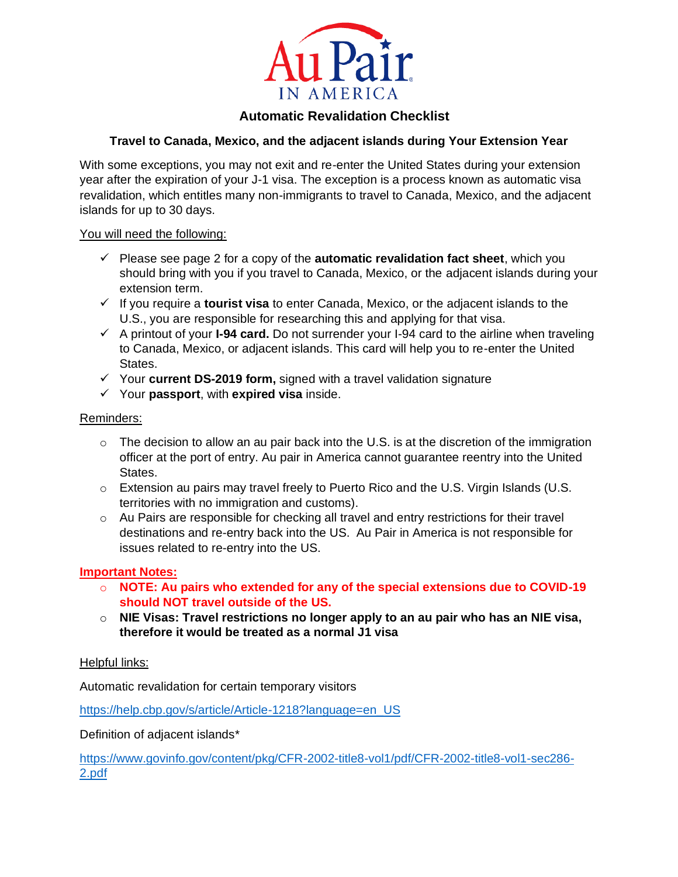# Au Pair IN AMERICA

## Automatic Revalidation Checklist

### Travel to Canada, Mexico, and the adjacent islands during Your Extension Year

With some exceptions, you may not exit and re-enter the United States during your extension year after the expiration of your J-1 visa. The exception is a process known as automatic visa revalidation, which entitles many non-immigrants to travel to Canada, Mexico, and the adjacent islands for up to 30 days.

<u>You will need the following:</u>

- ✓ Please see page 2 for a copy of the **automatic revalidation fact sheet**, which you should bring with you if you travel to Canada, Mexico, or the adjacent islands during your extension term.
- ✓ If you require a **tourist visa** to enter Canada, Mexico, or the adjacent islands to the U.S., you are responsible for researching this and applying for that visa.
- ✓ A printout of your **I-94 card.** Do not surrender your I-94 card to the airline when traveling to Canada, Mexico, or adjacent islands. This card will help you to re-enter the United States.
- ✓ Your **current DS-2019 form,** signed with a travel validation signature
- ✓ Your **passport**, with **expired visa** inside.

<u>Reminders:</u>

- The decision to allow an au pair back into the U.S. is at the discretion of the immigration officer at the port of entry. Au pair in America cannot guarantee reentry into the United States.
- Extension au pairs may travel freely to Puerto Rico and the U.S. Virgin Islands (U.S. territories with no immigration and customs).
- Au Pairs are responsible for checking all travel and entry restrictions for their travel destinations and re-entry back into the US. Au Pair in America is not responsible for issues related to re-entry into the US.

**<u>Important Notes:</u>**

- **NOTE: Au pairs who extended for any of the special extensions due to COVID-19 should NOT travel outside of the US.**
- **NIE Visas: Travel restrictions no longer apply to an au pair who has an NIE visa, therefore it would be treated as a normal J1 visa**

<u>Helpful links:</u>

Automatic revalidation for certain temporary visitors

https://help.cbp.gov/s/article/Article-1218?language=en_US

Definition of adjacent islands*

https://www.govinfo.gov/content/pkg/CFR-2002-title8-vol1/pdf/CFR-2002-title8-vol1-sec286-2.pdf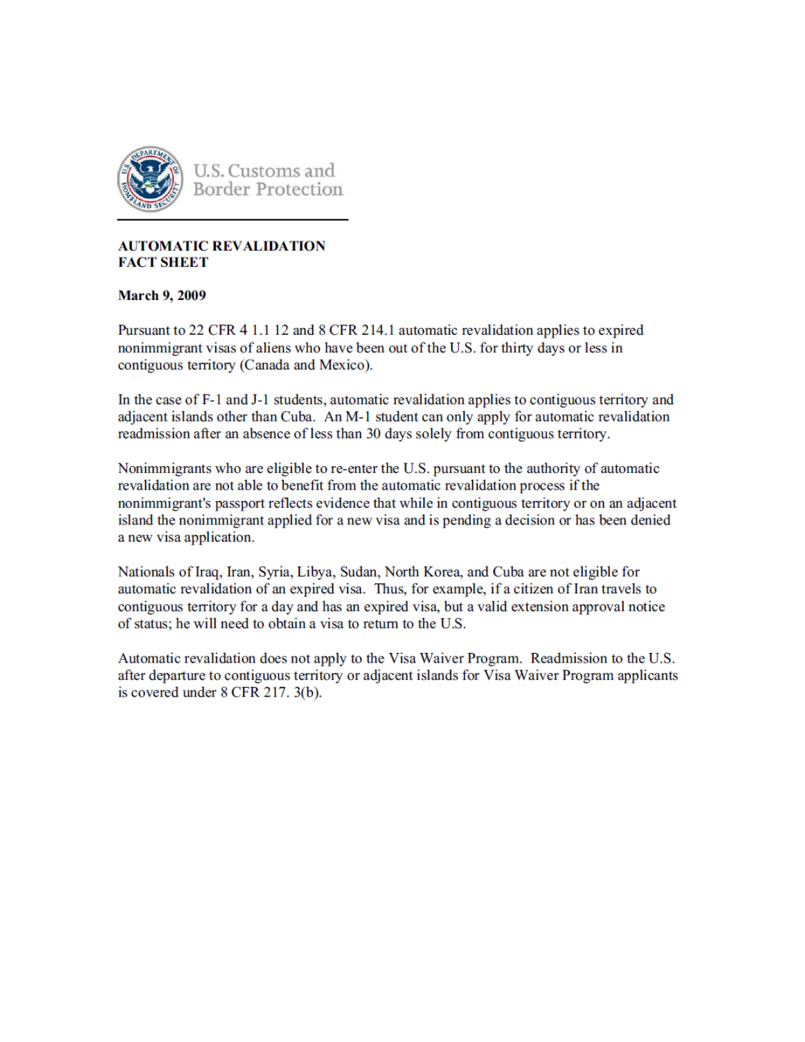U.S. Customs and Border Protection

**AUTOMATIC REVALIDATION FACT SHEET**

**March 9, 2009**

Pursuant to 22 CFR 4 1.1 12 and 8 CFR 214.1 automatic revalidation applies to expired nonimmigrant visas of aliens who have been out of the U.S. for thirty days or less in contiguous territory (Canada and Mexico).

In the case of F-1 and J-1 students, automatic revalidation applies to contiguous territory and adjacent islands other than Cuba. An M-1 student can only apply for automatic revalidation readmission after an absence of less than 30 days solely from contiguous territory.

Nonimmigrants who are eligible to re-enter the U.S. pursuant to the authority of automatic revalidation are not able to benefit from the automatic revalidation process if the nonimmigrant's passport reflects evidence that while in contiguous territory or on an adjacent island the nonimmigrant applied for a new visa and is pending a decision or has been denied a new visa application.

Nationals of Iraq, Iran, Syria, Libya, Sudan, North Korea, and Cuba are not eligible for automatic revalidation of an expired visa. Thus, for example, if a citizen of Iran travels to contiguous territory for a day and has an expired visa, but a valid extension approval notice of status; he will need to obtain a visa to return to the U.S.

Automatic revalidation does not apply to the Visa Waiver Program. Readmission to the U.S. after departure to contiguous territory or adjacent islands for Visa Waiver Program applicants is covered under 8 CFR 217. 3(b).